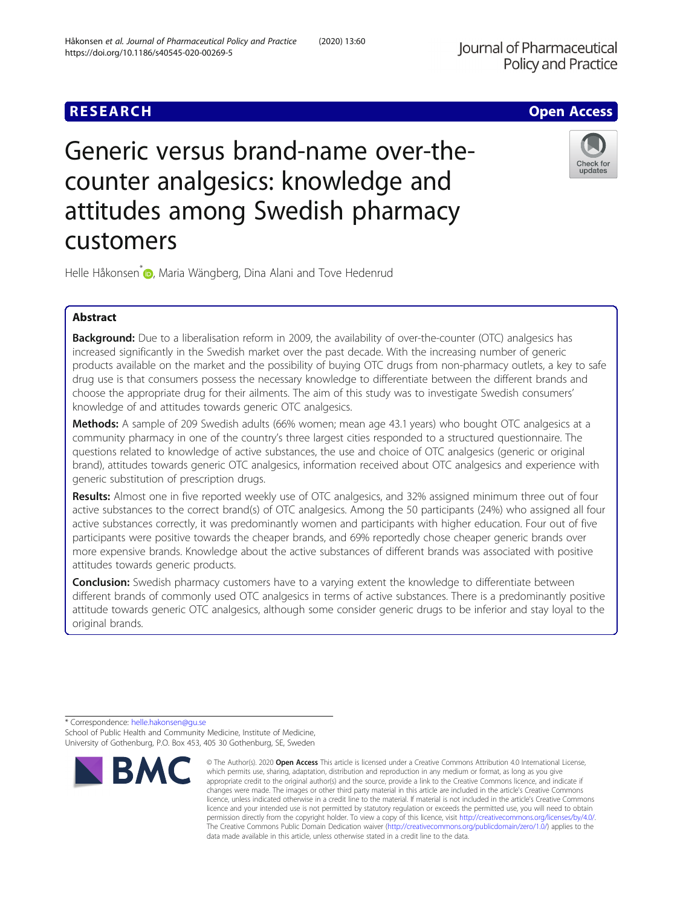RESEARCH

Open Access

# Generic versus brand-name over-the-counter analgesics: knowledge and attitudes among Swedish pharmacy customers

Helle Håkonsen*, Maria Wängberg, Dina Alani and Tove Hedenrud

## Abstract

**Background:** Due to a liberalisation reform in 2009, the availability of over-the-counter (OTC) analgesics has increased significantly in the Swedish market over the past decade. With the increasing number of generic products available on the market and the possibility of buying OTC drugs from non-pharmacy outlets, a key to safe drug use is that consumers possess the necessary knowledge to differentiate between the different brands and choose the appropriate drug for their ailments. The aim of this study was to investigate Swedish consumers' knowledge of and attitudes towards generic OTC analgesics.

**Methods:** A sample of 209 Swedish adults (66% women; mean age 43.1 years) who bought OTC analgesics at a community pharmacy in one of the country's three largest cities responded to a structured questionnaire. The questions related to knowledge of active substances, the use and choice of OTC analgesics (generic or original brand), attitudes towards generic OTC analgesics, information received about OTC analgesics and experience with generic substitution of prescription drugs.

**Results:** Almost one in five reported weekly use of OTC analgesics, and 32% assigned minimum three out of four active substances to the correct brand(s) of OTC analgesics. Among the 50 participants (24%) who assigned all four active substances correctly, it was predominantly women and participants with higher education. Four out of five participants were positive towards the cheaper brands, and 69% reportedly chose cheaper generic brands over more expensive brands. Knowledge about the active substances of different brands was associated with positive attitudes towards generic products.

**Conclusion:** Swedish pharmacy customers have to a varying extent the knowledge to differentiate between different brands of commonly used OTC analgesics in terms of active substances. There is a predominantly positive attitude towards generic OTC analgesics, although some consider generic drugs to be inferior and stay loyal to the original brands.

* Correspondence: helle.hakonsen@gu.se
School of Public Health and Community Medicine, Institute of Medicine, University of Gothenburg, P.O. Box 453, 405 30 Gothenburg, SE, Sweden

© The Author(s). 2020 **Open Access** This article is licensed under a Creative Commons Attribution 4.0 International License, which permits use, sharing, adaptation, distribution and reproduction in any medium or format, as long as you give appropriate credit to the original author(s) and the source, provide a link to the Creative Commons licence, and indicate if changes were made. The images or other third party material in this article are included in the article's Creative Commons licence, unless indicated otherwise in a credit line to the material. If material is not included in the article's Creative Commons licence and your intended use is not permitted by statutory regulation or exceeds the permitted use, you will need to obtain permission directly from the copyright holder. To view a copy of this licence, visit http://creativecommons.org/licenses/by/4.0/. The Creative Commons Public Domain Dedication waiver (http://creativecommons.org/publicdomain/zero/1.0/) applies to the data made available in this article, unless otherwise stated in a credit line to the data.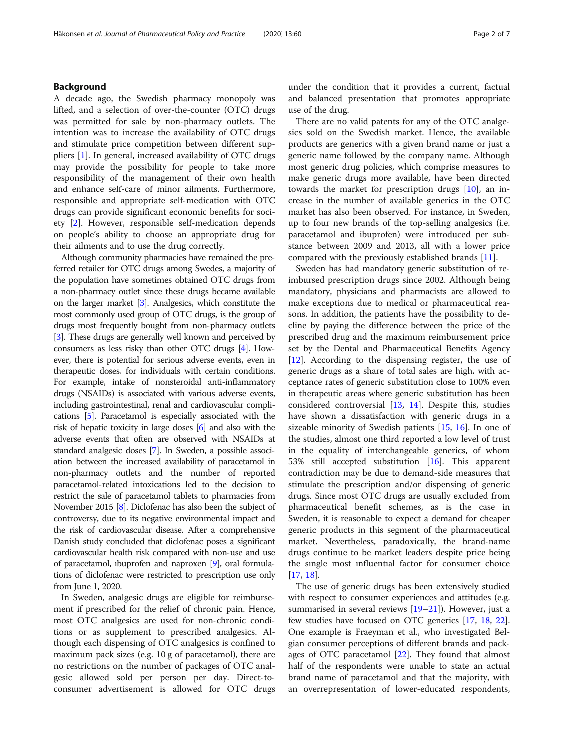## Background

A decade ago, the Swedish pharmacy monopoly was lifted, and a selection of over-the-counter (OTC) drugs was permitted for sale by non-pharmacy outlets. The intention was to increase the availability of OTC drugs and stimulate price competition between different suppliers [1]. In general, increased availability of OTC drugs may provide the possibility for people to take more responsibility of the management of their own health and enhance self-care of minor ailments. Furthermore, responsible and appropriate self-medication with OTC drugs can provide significant economic benefits for society [2]. However, responsible self-medication depends on people's ability to choose an appropriate drug for their ailments and to use the drug correctly.

Although community pharmacies have remained the preferred retailer for OTC drugs among Swedes, a majority of the population have sometimes obtained OTC drugs from a non-pharmacy outlet since these drugs became available on the larger market [3]. Analgesics, which constitute the most commonly used group of OTC drugs, is the group of drugs most frequently bought from non-pharmacy outlets [3]. These drugs are generally well known and perceived by consumers as less risky than other OTC drugs [4]. However, there is potential for serious adverse events, even in therapeutic doses, for individuals with certain conditions. For example, intake of nonsteroidal anti-inflammatory drugs (NSAIDs) is associated with various adverse events, including gastrointestinal, renal and cardiovascular complications [5]. Paracetamol is especially associated with the risk of hepatic toxicity in large doses [6] and also with the adverse events that often are observed with NSAIDs at standard analgesic doses [7]. In Sweden, a possible association between the increased availability of paracetamol in non-pharmacy outlets and the number of reported paracetamol-related intoxications led to the decision to restrict the sale of paracetamol tablets to pharmacies from November 2015 [8]. Diclofenac has also been the subject of controversy, due to its negative environmental impact and the risk of cardiovascular disease. After a comprehensive Danish study concluded that diclofenac poses a significant cardiovascular health risk compared with non-use and use of paracetamol, ibuprofen and naproxen [9], oral formulations of diclofenac were restricted to prescription use only from June 1, 2020.

In Sweden, analgesic drugs are eligible for reimbursement if prescribed for the relief of chronic pain. Hence, most OTC analgesics are used for non-chronic conditions or as supplement to prescribed analgesics. Although each dispensing of OTC analgesics is confined to maximum pack sizes (e.g. 10 g of paracetamol), there are no restrictions on the number of packages of OTC analgesic allowed sold per person per day. Direct-to-consumer advertisement is allowed for OTC drugs under the condition that it provides a current, factual and balanced presentation that promotes appropriate use of the drug.

There are no valid patents for any of the OTC analgesics sold on the Swedish market. Hence, the available products are generics with a given brand name or just a generic name followed by the company name. Although most generic drug policies, which comprise measures to make generic drugs more available, have been directed towards the market for prescription drugs [10], an increase in the number of available generics in the OTC market has also been observed. For instance, in Sweden, up to four new brands of the top-selling analgesics (i.e. paracetamol and ibuprofen) were introduced per substance between 2009 and 2013, all with a lower price compared with the previously established brands [11].

Sweden has had mandatory generic substitution of reimbursed prescription drugs since 2002. Although being mandatory, physicians and pharmacists are allowed to make exceptions due to medical or pharmaceutical reasons. In addition, the patients have the possibility to decline by paying the difference between the price of the prescribed drug and the maximum reimbursement price set by the Dental and Pharmaceutical Benefits Agency [12]. According to the dispensing register, the use of generic drugs as a share of total sales are high, with acceptance rates of generic substitution close to 100% even in therapeutic areas where generic substitution has been considered controversial [13, 14]. Despite this, studies have shown a dissatisfaction with generic drugs in a sizeable minority of Swedish patients [15, 16]. In one of the studies, almost one third reported a low level of trust in the equality of interchangeable generics, of whom 53% still accepted substitution [16]. This apparent contradiction may be due to demand-side measures that stimulate the prescription and/or dispensing of generic drugs. Since most OTC drugs are usually excluded from pharmaceutical benefit schemes, as is the case in Sweden, it is reasonable to expect a demand for cheaper generic products in this segment of the pharmaceutical market. Nevertheless, paradoxically, the brand-name drugs continue to be market leaders despite price being the single most influential factor for consumer choice [17, 18].

The use of generic drugs has been extensively studied with respect to consumer experiences and attitudes (e.g. summarised in several reviews [19–21]). However, just a few studies have focused on OTC generics [17, 18, 22]. One example is Fraeyman et al., who investigated Belgian consumer perceptions of different brands and packages of OTC paracetamol [22]. They found that almost half of the respondents were unable to state an actual brand name of paracetamol and that the majority, with an overrepresentation of lower-educated respondents,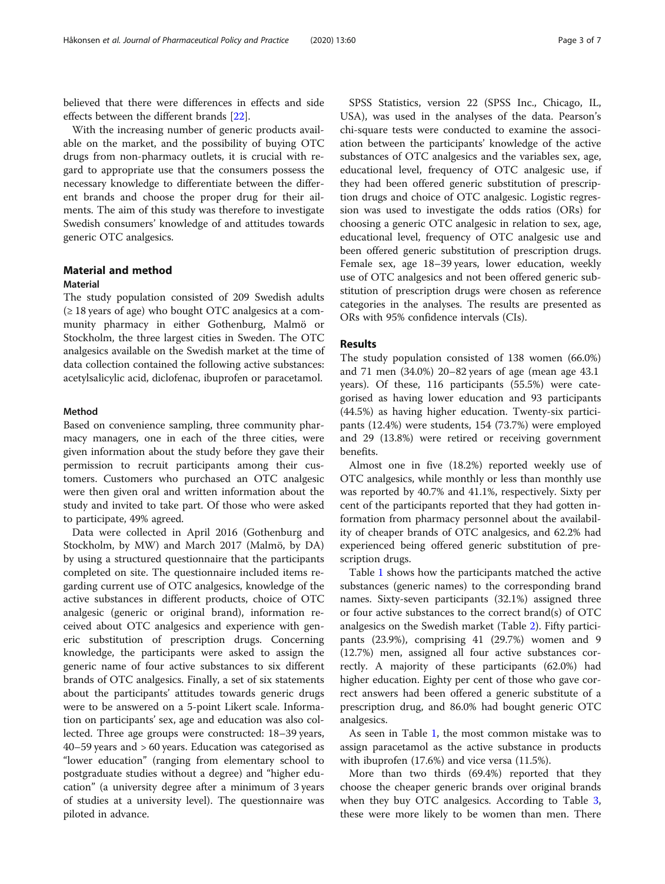believed that there were differences in effects and side effects between the different brands [22].

With the increasing number of generic products available on the market, and the possibility of buying OTC drugs from non-pharmacy outlets, it is crucial with regard to appropriate use that the consumers possess the necessary knowledge to differentiate between the different brands and choose the proper drug for their ailments. The aim of this study was therefore to investigate Swedish consumers' knowledge of and attitudes towards generic OTC analgesics.

## Material and method

### Material

The study population consisted of 209 Swedish adults (≥ 18 years of age) who bought OTC analgesics at a community pharmacy in either Gothenburg, Malmö or Stockholm, the three largest cities in Sweden. The OTC analgesics available on the Swedish market at the time of data collection contained the following active substances: acetylsalicylic acid, diclofenac, ibuprofen or paracetamol.

### Method

Based on convenience sampling, three community pharmacy managers, one in each of the three cities, were given information about the study before they gave their permission to recruit participants among their customers. Customers who purchased an OTC analgesic were then given oral and written information about the study and invited to take part. Of those who were asked to participate, 49% agreed.

Data were collected in April 2016 (Gothenburg and Stockholm, by MW) and March 2017 (Malmö, by DA) by using a structured questionnaire that the participants completed on site. The questionnaire included items regarding current use of OTC analgesics, knowledge of the active substances in different products, choice of OTC analgesic (generic or original brand), information received about OTC analgesics and experience with generic substitution of prescription drugs. Concerning knowledge, the participants were asked to assign the generic name of four active substances to six different brands of OTC analgesics. Finally, a set of six statements about the participants' attitudes towards generic drugs were to be answered on a 5-point Likert scale. Information on participants' sex, age and education was also collected. Three age groups were constructed: 18–39 years, 40–59 years and > 60 years. Education was categorised as "lower education" (ranging from elementary school to postgraduate studies without a degree) and "higher education" (a university degree after a minimum of 3 years of studies at a university level). The questionnaire was piloted in advance.

SPSS Statistics, version 22 (SPSS Inc., Chicago, IL, USA), was used in the analyses of the data. Pearson's chi-square tests were conducted to examine the association between the participants' knowledge of the active substances of OTC analgesics and the variables sex, age, educational level, frequency of OTC analgesic use, if they had been offered generic substitution of prescription drugs and choice of OTC analgesic. Logistic regression was used to investigate the odds ratios (ORs) for choosing a generic OTC analgesic in relation to sex, age, educational level, frequency of OTC analgesic use and been offered generic substitution of prescription drugs. Female sex, age 18–39 years, lower education, weekly use of OTC analgesics and not been offered generic substitution of prescription drugs were chosen as reference categories in the analyses. The results are presented as ORs with 95% confidence intervals (CIs).

## Results

The study population consisted of 138 women (66.0%) and 71 men (34.0%) 20–82 years of age (mean age 43.1 years). Of these, 116 participants (55.5%) were categorised as having lower education and 93 participants (44.5%) as having higher education. Twenty-six participants (12.4%) were students, 154 (73.7%) were employed and 29 (13.8%) were retired or receiving government benefits.

Almost one in five (18.2%) reported weekly use of OTC analgesics, while monthly or less than monthly use was reported by 40.7% and 41.1%, respectively. Sixty per cent of the participants reported that they had gotten information from pharmacy personnel about the availability of cheaper brands of OTC analgesics, and 62.2% had experienced being offered generic substitution of prescription drugs.

Table 1 shows how the participants matched the active substances (generic names) to the corresponding brand names. Sixty-seven participants (32.1%) assigned three or four active substances to the correct brand(s) of OTC analgesics on the Swedish market (Table 2). Fifty participants (23.9%), comprising 41 (29.7%) women and 9 (12.7%) men, assigned all four active substances correctly. A majority of these participants (62.0%) had higher education. Eighty per cent of those who gave correct answers had been offered a generic substitute of a prescription drug, and 86.0% had bought generic OTC analgesics.

As seen in Table 1, the most common mistake was to assign paracetamol as the active substance in products with ibuprofen (17.6%) and vice versa (11.5%).

More than two thirds (69.4%) reported that they choose the cheaper generic brands over original brands when they buy OTC analgesics. According to Table 3, these were more likely to be women than men. There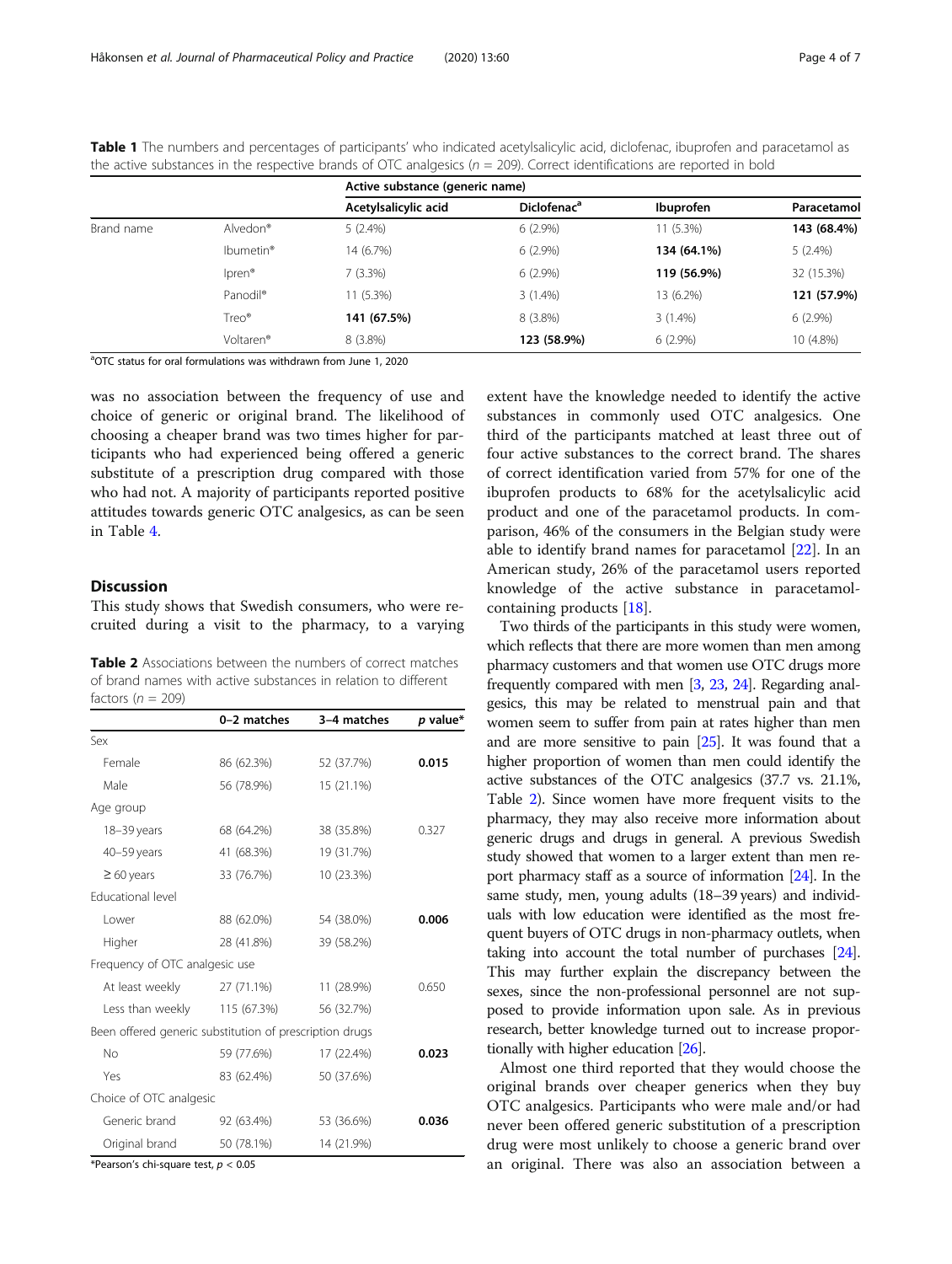**Table 1** The numbers and percentages of participants' who indicated acetylsalicylic acid, diclofenac, ibuprofen and paracetamol as the active substances in the respective brands of OTC analgesics ($n$ = 209). Correct identifications are reported in bold

| | | Active substance (generic name) | | | |
|---|---|---|---|---|---|
| | | Acetylsalicylic acid | Diclofenac[a] | Ibuprofen | Paracetamol |
| Brand name | Alvedon® | 5 (2.4%) | 6 (2.9%) | 11 (5.3%) | **143 (68.4%)** |
| | Ibumetin® | 14 (6.7%) | 6 (2.9%) | **134 (64.1%)** | 5 (2.4%) |
| | Ipren® | 7 (3.3%) | 6 (2.9%) | **119 (56.9%)** | 32 (15.3%) |
| | Panodil® | 11 (5.3%) | 3 (1.4%) | 13 (6.2%) | **121 (57.9%)** |
| | Treo® | **141 (67.5%)** | 8 (3.8%) | 3 (1.4%) | 6 (2.9%) |
| | Voltaren® | 8 (3.8%) | **123 (58.9%)** | 6 (2.9%) | 10 (4.8%) |

[a]OTC status for oral formulations was withdrawn from June 1, 2020

was no association between the frequency of use and choice of generic or original brand. The likelihood of choosing a cheaper brand was two times higher for participants who had experienced being offered a generic substitute of a prescription drug compared with those who had not. A majority of participants reported positive attitudes towards generic OTC analgesics, as can be seen in Table 4.

## Discussion

This study shows that Swedish consumers, who were recruited during a visit to the pharmacy, to a varying extent have the knowledge needed to identify the active substances in commonly used OTC analgesics. One third of the participants matched at least three out of four active substances to the correct brand. The shares of correct identification varied from 57% for one of the ibuprofen products to 68% for the acetylsalicylic acid product and one of the paracetamol products. In comparison, 46% of the consumers in the Belgian study were able to identify brand names for paracetamol [22]. In an American study, 26% of the paracetamol users reported knowledge of the active substance in paracetamol-containing products [18].

**Table 2** Associations between the numbers of correct matches of brand names with active substances in relation to different factors ($n$ = 209)

| | 0–2 matches | 3–4 matches | *p* value* |
|---|---|---|---|
| Sex | | | |
| Female | 86 (62.3%) | 52 (37.7%) | **0.015** |
| Male | 56 (78.9%) | 15 (21.1%) | |
| Age group | | | |
| 18–39 years | 68 (64.2%) | 38 (35.8%) | 0.327 |
| 40–59 years | 41 (68.3%) | 19 (31.7%) | |
| ≥ 60 years | 33 (76.7%) | 10 (23.3%) | |
| Educational level | | | |
| Lower | 88 (62.0%) | 54 (38.0%) | **0.006** |
| Higher | 28 (41.8%) | 39 (58.2%) | |
| Frequency of OTC analgesic use | | | |
| At least weekly | 27 (71.1%) | 11 (28.9%) | 0.650 |
| Less than weekly | 115 (67.3%) | 56 (32.7%) | |
| Been offered generic substitution of prescription drugs | | | |
| No | 59 (77.6%) | 17 (22.4%) | **0.023** |
| Yes | 83 (62.4%) | 50 (37.6%) | |
| Choice of OTC analgesic | | | |
| Generic brand | 92 (63.4%) | 53 (36.6%) | **0.036** |
| Original brand | 50 (78.1%) | 14 (21.9%) | |

*Pearson's chi-square test, $p < 0.05$

Two thirds of the participants in this study were women, which reflects that there are more women than men among pharmacy customers and that women use OTC drugs more frequently compared with men [3, 23, 24]. Regarding analgesics, this may be related to menstrual pain and that women seem to suffer from pain at rates higher than men and are more sensitive to pain [25]. It was found that a higher proportion of women than men could identify the active substances of the OTC analgesics (37.7 vs. 21.1%, Table 2). Since women have more frequent visits to the pharmacy, they may also receive more information about generic drugs and drugs in general. A previous Swedish study showed that women to a larger extent than men report pharmacy staff as a source of information [24]. In the same study, men, young adults (18–39 years) and individuals with low education were identified as the most frequent buyers of OTC drugs in non-pharmacy outlets, when taking into account the total number of purchases [24]. This may further explain the discrepancy between the sexes, since the non-professional personnel are not supposed to provide information upon sale. As in previous research, better knowledge turned out to increase proportionally with higher education [26].

Almost one third reported that they would choose the original brands over cheaper generics when they buy OTC analgesics. Participants who were male and/or had never been offered generic substitution of a prescription drug were most unlikely to choose a generic brand over an original. There was also an association between a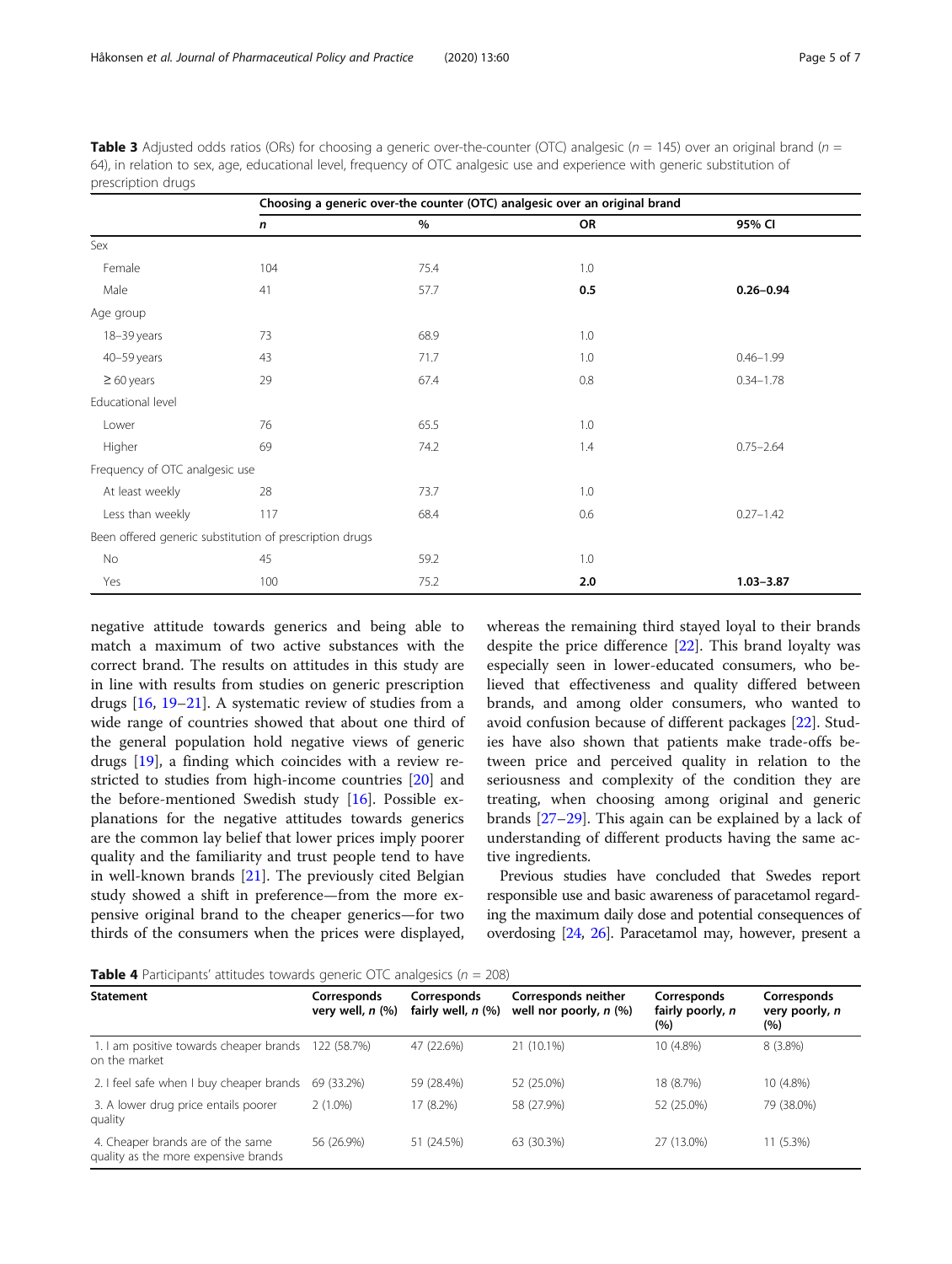**Table 3** Adjusted odds ratios (ORs) for choosing a generic over-the-counter (OTC) analgesic ($n$ = 145) over an original brand ($n$ = 64), in relation to sex, age, educational level, frequency of OTC analgesic use and experience with generic substitution of prescription drugs

| | Choosing a generic over-the counter (OTC) analgesic over an original brand | | | |
|---|---|---|---|---|
| | ***n*** | **%** | **OR** | **95% CI** |
| Sex | | | | |
| Female | 104 | 75.4 | 1.0 | |
| Male | 41 | 57.7 | **0.5** | **0.26–0.94** |
| Age group | | | | |
| 18–39 years | 73 | 68.9 | 1.0 | |
| 40–59 years | 43 | 71.7 | 1.0 | 0.46–1.99 |
| ≥ 60 years | 29 | 67.4 | 0.8 | 0.34–1.78 |
| Educational level | | | | |
| Lower | 76 | 65.5 | 1.0 | |
| Higher | 69 | 74.2 | 1.4 | 0.75–2.64 |
| Frequency of OTC analgesic use | | | | |
| At least weekly | 28 | 73.7 | 1.0 | |
| Less than weekly | 117 | 68.4 | 0.6 | 0.27–1.42 |
| Been offered generic substitution of prescription drugs | | | | |
| No | 45 | 59.2 | 1.0 | |
| Yes | 100 | 75.2 | **2.0** | **1.03–3.87** |

negative attitude towards generics and being able to match a maximum of two active substances with the correct brand. The results on attitudes in this study are in line with results from studies on generic prescription drugs [16, 19–21]. A systematic review of studies from a wide range of countries showed that about one third of the general population hold negative views of generic drugs [19], a finding which coincides with a review restricted to studies from high-income countries [20] and the before-mentioned Swedish study [16]. Possible explanations for the negative attitudes towards generics are the common lay belief that lower prices imply poorer quality and the familiarity and trust people tend to have in well-known brands [21]. The previously cited Belgian study showed a shift in preference—from the more expensive original brand to the cheaper generics—for two thirds of the consumers when the prices were displayed, whereas the remaining third stayed loyal to their brands despite the price difference [22]. This brand loyalty was especially seen in lower-educated consumers, who believed that effectiveness and quality differed between brands, and among older consumers, who wanted to avoid confusion because of different packages [22]. Studies have also shown that patients make trade-offs between price and perceived quality in relation to the seriousness and complexity of the condition they are treating, when choosing among original and generic brands [27–29]. This again can be explained by a lack of understanding of different products having the same active ingredients.

Previous studies have concluded that Swedes report responsible use and basic awareness of paracetamol regarding the maximum daily dose and potential consequences of overdosing [24, 26]. Paracetamol may, however, present a

**Table 4** Participants' attitudes towards generic OTC analgesics ($n$ = 208)

| Statement | Corresponds very well, *n* (%) | Corresponds fairly well, *n* (%) | Corresponds neither well nor poorly, *n* (%) | Corresponds fairly poorly, *n* (%) | Corresponds very poorly, *n* (%) |
|---|---|---|---|---|---|
| 1. I am positive towards cheaper brands on the market | 122 (58.7%) | 47 (22.6%) | 21 (10.1%) | 10 (4.8%) | 8 (3.8%) |
| 2. I feel safe when I buy cheaper brands | 69 (33.2%) | 59 (28.4%) | 52 (25.0%) | 18 (8.7%) | 10 (4.8%) |
| 3. A lower drug price entails poorer quality | 2 (1.0%) | 17 (8.2%) | 58 (27.9%) | 52 (25.0%) | 79 (38.0%) |
| 4. Cheaper brands are of the same quality as the more expensive brands | 56 (26.9%) | 51 (24.5%) | 63 (30.3%) | 27 (13.0%) | 11 (5.3%) |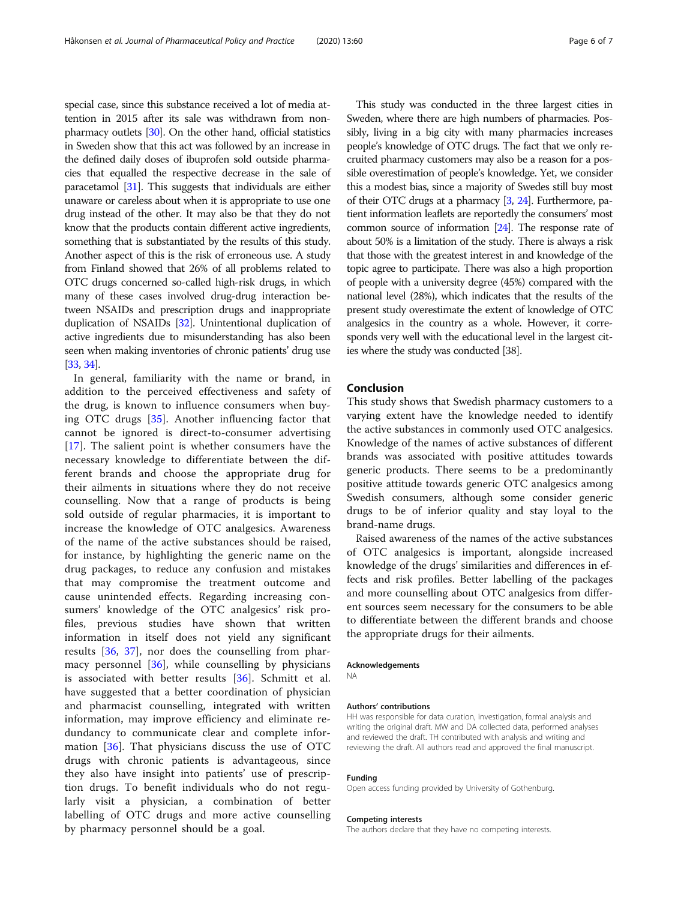special case, since this substance received a lot of media attention in 2015 after its sale was withdrawn from non-pharmacy outlets [30]. On the other hand, official statistics in Sweden show that this act was followed by an increase in the defined daily doses of ibuprofen sold outside pharmacies that equalled the respective decrease in the sale of paracetamol [31]. This suggests that individuals are either unaware or careless about when it is appropriate to use one drug instead of the other. It may also be that they do not know that the products contain different active ingredients, something that is substantiated by the results of this study. Another aspect of this is the risk of erroneous use. A study from Finland showed that 26% of all problems related to OTC drugs concerned so-called high-risk drugs, in which many of these cases involved drug-drug interaction between NSAIDs and prescription drugs and inappropriate duplication of NSAIDs [32]. Unintentional duplication of active ingredients due to misunderstanding has also been seen when making inventories of chronic patients' drug use [33, 34].

In general, familiarity with the name or brand, in addition to the perceived effectiveness and safety of the drug, is known to influence consumers when buying OTC drugs [35]. Another influencing factor that cannot be ignored is direct-to-consumer advertising [17]. The salient point is whether consumers have the necessary knowledge to differentiate between the different brands and choose the appropriate drug for their ailments in situations where they do not receive counselling. Now that a range of products is being sold outside of regular pharmacies, it is important to increase the knowledge of OTC analgesics. Awareness of the name of the active substances should be raised, for instance, by highlighting the generic name on the drug packages, to reduce any confusion and mistakes that may compromise the treatment outcome and cause unintended effects. Regarding increasing consumers' knowledge of the OTC analgesics' risk profiles, previous studies have shown that written information in itself does not yield any significant results [36, 37], nor does the counselling from pharmacy personnel [36], while counselling by physicians is associated with better results [36]. Schmitt et al. have suggested that a better coordination of physician and pharmacist counselling, integrated with written information, may improve efficiency and eliminate redundancy to communicate clear and complete information [36]. That physicians discuss the use of OTC drugs with chronic patients is advantageous, since they also have insight into patients' use of prescription drugs. To benefit individuals who do not regularly visit a physician, a combination of better labelling of OTC drugs and more active counselling by pharmacy personnel should be a goal.

This study was conducted in the three largest cities in Sweden, where there are high numbers of pharmacies. Possibly, living in a big city with many pharmacies increases people's knowledge of OTC drugs. The fact that we only recruited pharmacy customers may also be a reason for a possible overestimation of people's knowledge. Yet, we consider this a modest bias, since a majority of Swedes still buy most of their OTC drugs at a pharmacy [3, 24]. Furthermore, patient information leaflets are reportedly the consumers' most common source of information [24]. The response rate of about 50% is a limitation of the study. There is always a risk that those with the greatest interest in and knowledge of the topic agree to participate. There was also a high proportion of people with a university degree (45%) compared with the national level (28%), which indicates that the results of the present study overestimate the extent of knowledge of OTC analgesics in the country as a whole. However, it corresponds very well with the educational level in the largest cities where the study was conducted [38].

## Conclusion

This study shows that Swedish pharmacy customers to a varying extent have the knowledge needed to identify the active substances in commonly used OTC analgesics. Knowledge of the names of active substances of different brands was associated with positive attitudes towards generic products. There seems to be a predominantly positive attitude towards generic OTC analgesics among Swedish consumers, although some consider generic drugs to be of inferior quality and stay loyal to the brand-name drugs.

Raised awareness of the names of the active substances of OTC analgesics is important, alongside increased knowledge of the drugs' similarities and differences in effects and risk profiles. Better labelling of the packages and more counselling about OTC analgesics from different sources seem necessary for the consumers to be able to differentiate between the different brands and choose the appropriate drugs for their ailments.

#### Acknowledgements

NA

#### Authors' contributions

HH was responsible for data curation, investigation, formal analysis and writing the original draft. MW and DA collected data, performed analyses and reviewed the draft. TH contributed with analysis and writing and reviewing the draft. All authors read and approved the final manuscript.

#### Funding

Open access funding provided by University of Gothenburg.

#### Competing interests

The authors declare that they have no competing interests.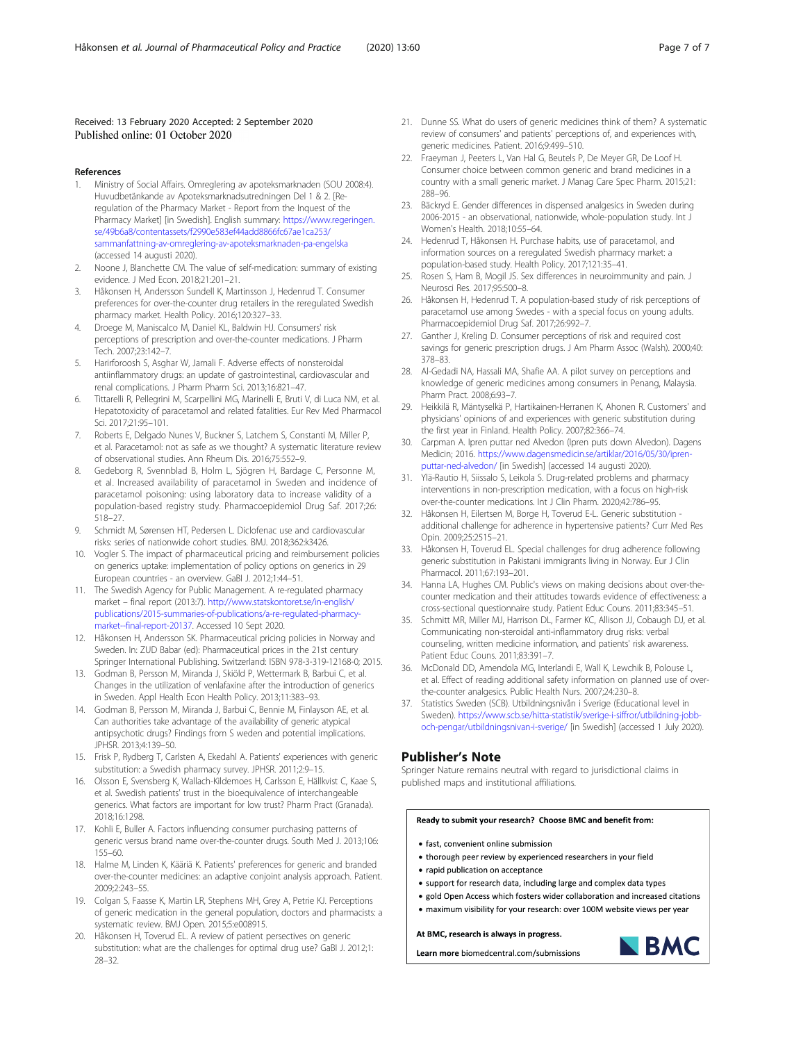Received: 13 February 2020 Accepted: 2 September 2020
Published online: 01 October 2020

### References

1. Ministry of Social Affairs. Omreglering av apoteksmarknaden (SOU 2008:4). Huvudbetänkande av Apoteksmarknadsutredningen Del 1 & 2. [Re-regulation of the Pharmacy Market - Report from the Inquest of the Pharmacy Market] [in Swedish]. English summary: https://www.regeringen.se/49b6a8/contentassets/f2990e583ef44add8866fc67ae1ca253/sammanfattning-av-omreglering-av-apoteksmarknaden-pa-engelska (accessed 14 augusti 2020).
2. Noone J, Blanchette CM. The value of self-medication: summary of existing evidence. J Med Econ. 2018;21:201–21.
3. Håkonsen H, Andersson Sundell K, Martinsson J, Hedenrud T. Consumer preferences for over-the-counter drug retailers in the reregulated Swedish pharmacy market. Health Policy. 2016;120:327–33.
4. Droege M, Maniscalco M, Daniel KL, Baldwin HJ. Consumers' risk perceptions of prescription and over-the-counter medications. J Pharm Tech. 2007;23:142–7.
5. Harirforoosh S, Asghar W, Jamali F. Adverse effects of nonsteroidal antiinflammatory drugs: an update of gastrointestinal, cardiovascular and renal complications. J Pharm Pharm Sci. 2013;16:821–47.
6. Tittarelli R, Pellegrini M, Scarpellini MG, Marinelli E, Bruti V, di Luca NM, et al. Hepatotoxicity of paracetamol and related fatalities. Eur Rev Med Pharmacol Sci. 2017;21:95–101.
7. Roberts E, Delgado Nunes V, Buckner S, Latchem S, Constanti M, Miller P, et al. Paracetamol: not as safe as we thought? A systematic literature review of observational studies. Ann Rheum Dis. 2016;75:552–9.
8. Gedeborg R, Svennblad B, Holm L, Sjögren H, Bardage C, Personne M, et al. Increased availability of paracetamol in Sweden and incidence of paracetamol poisoning: using laboratory data to increase validity of a population-based registry study. Pharmacoepidemiol Drug Saf. 2017;26:518–27.
9. Schmidt M, Sørensen HT, Pedersen L. Diclofenac use and cardiovascular risks: series of nationwide cohort studies. BMJ. 2018;362:k3426.
10. Vogler S. The impact of pharmaceutical pricing and reimbursement policies on generics uptake: implementation of policy options on generics in 29 European countries - an overview. GaBI J. 2012;1:44–51.
11. The Swedish Agency for Public Management. A re-regulated pharmacy market – final report (2013:7). http://www.statskontoret.se/in-english/publications/2015-summaries-of-publications/a-re-regulated-pharmacy-market--final-report-20137. Accessed 10 Sept 2020.
12. Håkonsen H, Andersson SK. Pharmaceutical pricing policies in Norway and Sweden. In: ZUD Babar (ed): Pharmaceutical prices in the 21st century Springer International Publishing. Switzerland: ISBN 978-3-319-12168-0; 2015.
13. Godman B, Persson M, Miranda J, Skiöld P, Wettermark B, Barbui C, et al. Changes in the utilization of venlafaxine after the introduction of generics in Sweden. Appl Health Econ Health Policy. 2013;11:383–93.
14. Godman B, Persson M, Miranda J, Barbui C, Bennie M, Finlayson AE, et al. Can authorities take advantage of the availability of generic atypical antipsychotic drugs? Findings from S weden and potential implications. JPHSR. 2013;4:139–50.
15. Frisk P, Rydberg T, Carlsten A, Ekedahl A. Patients' experiences with generic substitution: a Swedish pharmacy survey. JPHSR. 2011;2:9–15.
16. Olsson E, Svensberg K, Wallach-Kildemoes H, Carlsson E, Hällkvist C, Kaae S, et al. Swedish patients' trust in the bioequivalence of interchangeable generics. What factors are important for low trust? Pharm Pract (Granada). 2018;16:1298.
17. Kohli E, Buller A. Factors influencing consumer purchasing patterns of generic versus brand name over-the-counter drugs. South Med J. 2013;106:155–60.
18. Halme M, Linden K, Kääriä K. Patients' preferences for generic and branded over-the-counter medicines: an adaptive conjoint analysis approach. Patient. 2009;2:243–55.
19. Colgan S, Faasse K, Martin LR, Stephens MH, Grey A, Petrie KJ. Perceptions of generic medication in the general population, doctors and pharmacists: a systematic review. BMJ Open. 2015;5:e008915.
20. Håkonsen H, Toverud EL. A review of patient persectives on generic substitution: what are the challenges for optimal drug use? GaBI J. 2012;1:28–32.
21. Dunne SS. What do users of generic medicines think of them? A systematic review of consumers' and patients' perceptions of, and experiences with, generic medicines. Patient. 2016;9:499–510.
22. Fraeyman J, Peeters L, Van Hal G, Beutels P, De Meyer GR, De Loof H. Consumer choice between common generic and brand medicines in a country with a small generic market. J Manag Care Spec Pharm. 2015;21:288–96.
23. Bäckryd E. Gender differences in dispensed analgesics in Sweden during 2006-2015 - an observational, nationwide, whole-population study. Int J Women's Health. 2018;10:55–64.
24. Hedenrud T, Håkonsen H. Purchase habits, use of paracetamol, and information sources on a reregulated Swedish pharmacy market: a population-based study. Health Policy. 2017;121:35–41.
25. Rosen S, Ham B, Mogil JS. Sex differences in neuroimmunity and pain. J Neurosci Res. 2017;95:500–8.
26. Håkonsen H, Hedenrud T. A population-based study of risk perceptions of paracetamol use among Swedes - with a special focus on young adults. Pharmacoepidemiol Drug Saf. 2017;26:992–7.
27. Ganther J, Kreling D. Consumer perceptions of risk and required cost savings for generic prescription drugs. J Am Pharm Assoc (Wash). 2000;40:378–83.
28. Al-Gedadi NA, Hassali MA, Shafie AA. A pilot survey on perceptions and knowledge of generic medicines among consumers in Penang, Malaysia. Pharm Pract. 2008;6:93–7.
29. Heikkilä R, Mäntyselkä P, Hartikainen-Herranen K, Ahonen R. Customers' and physicians' opinions of and experiences with generic substitution during the first year in Finland. Health Policy. 2007;82:366–74.
30. Carpman A. Ipren puttar ned Alvedon (Ipren puts down Alvedon). Dagens Medicin; 2016. https://www.dagensmedicin.se/artiklar/2016/05/30/ipren-puttar-ned-alvedon/ [in Swedish] (accessed 14 augusti 2020).
31. Ylä-Rautio H, Siissalo S, Leikola S. Drug-related problems and pharmacy interventions in non-prescription medication, with a focus on high-risk over-the-counter medications. Int J Clin Pharm. 2020;42:786–95.
32. Håkonsen H, Eilertsen M, Borge H, Toverud E-L. Generic substitution - additional challenge for adherence in hypertensive patients? Curr Med Res Opin. 2009;25:2515–21.
33. Håkonsen H, Toverud EL. Special challenges for drug adherence following generic substitution in Pakistani immigrants living in Norway. Eur J Clin Pharmacol. 2011;67:193–201.
34. Hanna LA, Hughes CM. Public's views on making decisions about over-the-counter medication and their attitudes towards evidence of effectiveness: a cross-sectional questionnaire study. Patient Educ Couns. 2011;83:345–51.
35. Schmitt MR, Miller MJ, Harrison DL, Farmer KC, Allison JJ, Cobaugh DJ, et al. Communicating non-steroidal anti-inflammatory drug risks: verbal counseling, written medicine information, and patients' risk awareness. Patient Educ Couns. 2011;83:391–7.
36. McDonald DD, Amendola MG, Interlandi E, Wall K, Lewchik B, Polouse L, et al. Effect of reading additional safety information on planned use of over-the-counter analgesics. Public Health Nurs. 2007;24:230–8.
37. Statistics Sweden (SCB). Utbildningsnivån i Sverige (Educational level in Sweden). https://www.scb.se/hitta-statistik/sverige-i-siffror/utbildning-jobb-och-pengar/utbildningsnivan-i-sverige/ [in Swedish] (accessed 1 July 2020).

## Publisher's Note

Springer Nature remains neutral with regard to jurisdictional claims in published maps and institutional affiliations.

**Ready to submit your research? Choose BMC and benefit from:**

- fast, convenient online submission
- thorough peer review by experienced researchers in your field
- rapid publication on acceptance
- support for research data, including large and complex data types
- gold Open Access which fosters wider collaboration and increased citations
- maximum visibility for your research: over 100M website views per year

**At BMC, research is always in progress.**

**Learn more** biomedcentral.com/submissions

BMC